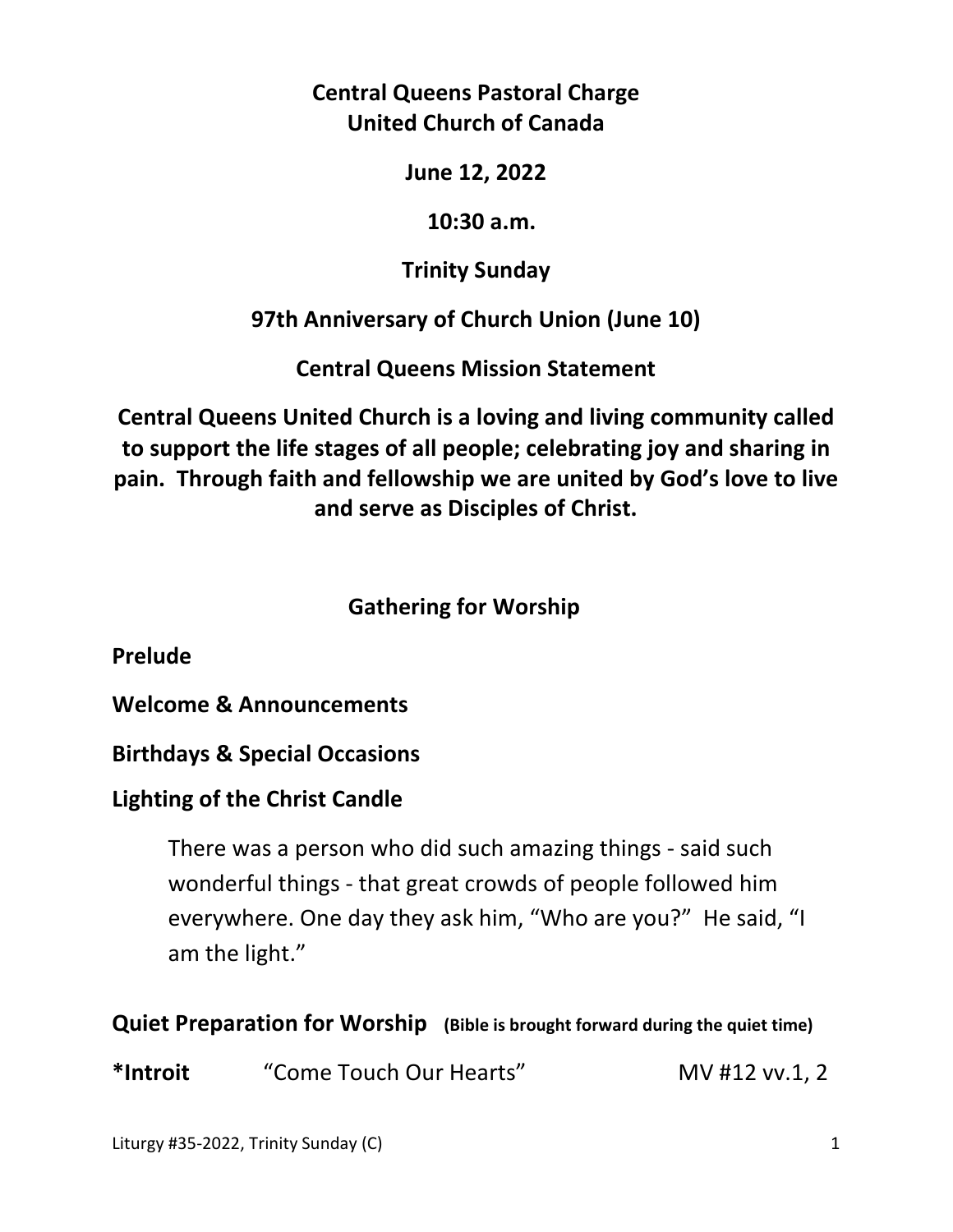**Central Queens Pastoral Charge**
**United Church of Canada**

**June 12, 2022**

**10:30 a.m.**

**Trinity Sunday**

**97th Anniversary of Church Union (June 10)**

**Central Queens Mission Statement**

**Central Queens United Church is a loving and living community called to support the life stages of all people; celebrating joy and sharing in pain. Through faith and fellowship we are united by God's love to live and serve as Disciples of Christ.**

## Gathering for Worship

**Prelude**

**Welcome & Announcements**

**Birthdays & Special Occasions**

**Lighting of the Christ Candle**

> There was a person who did such amazing things - said such wonderful things - that great crowds of people followed him everywhere. One day they ask him, "Who are you?" He said, "I am the light."

**Quiet Preparation for Worship** **(Bible is brought forward during the quiet time)**

**\*Introit** "Come Touch Our Hearts" MV #12 vv.1, 2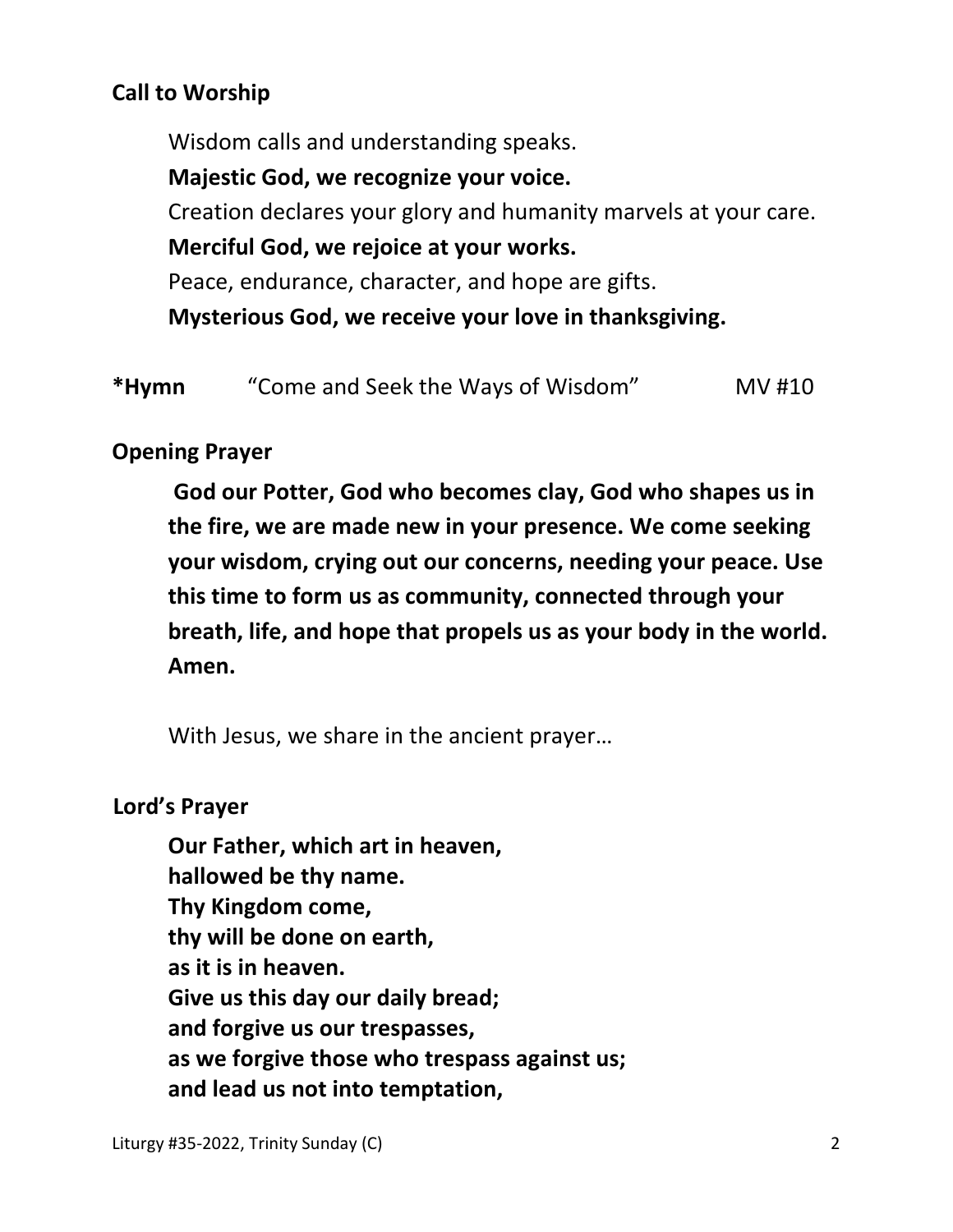**Call to Worship**

Wisdom calls and understanding speaks.
**Majestic God, we recognize your voice.**
Creation declares your glory and humanity marvels at your care.
**Merciful God, we rejoice at your works.**
Peace, endurance, character, and hope are gifts.
**Mysterious God, we receive your love in thanksgiving.**

**\*Hymn** "Come and Seek the Ways of Wisdom" MV #10

**Opening Prayer**

**God our Potter, God who becomes clay, God who shapes us in the fire, we are made new in your presence. We come seeking your wisdom, crying out our concerns, needing your peace. Use this time to form us as community, connected through your breath, life, and hope that propels us as your body in the world. Amen.**

With Jesus, we share in the ancient prayer…

**Lord's Prayer**

**Our Father, which art in heaven,**
**hallowed be thy name.**
**Thy Kingdom come,**
**thy will be done on earth,**
**as it is in heaven.**
**Give us this day our daily bread;**
**and forgive us our trespasses,**
**as we forgive those who trespass against us;**
**and lead us not into temptation,**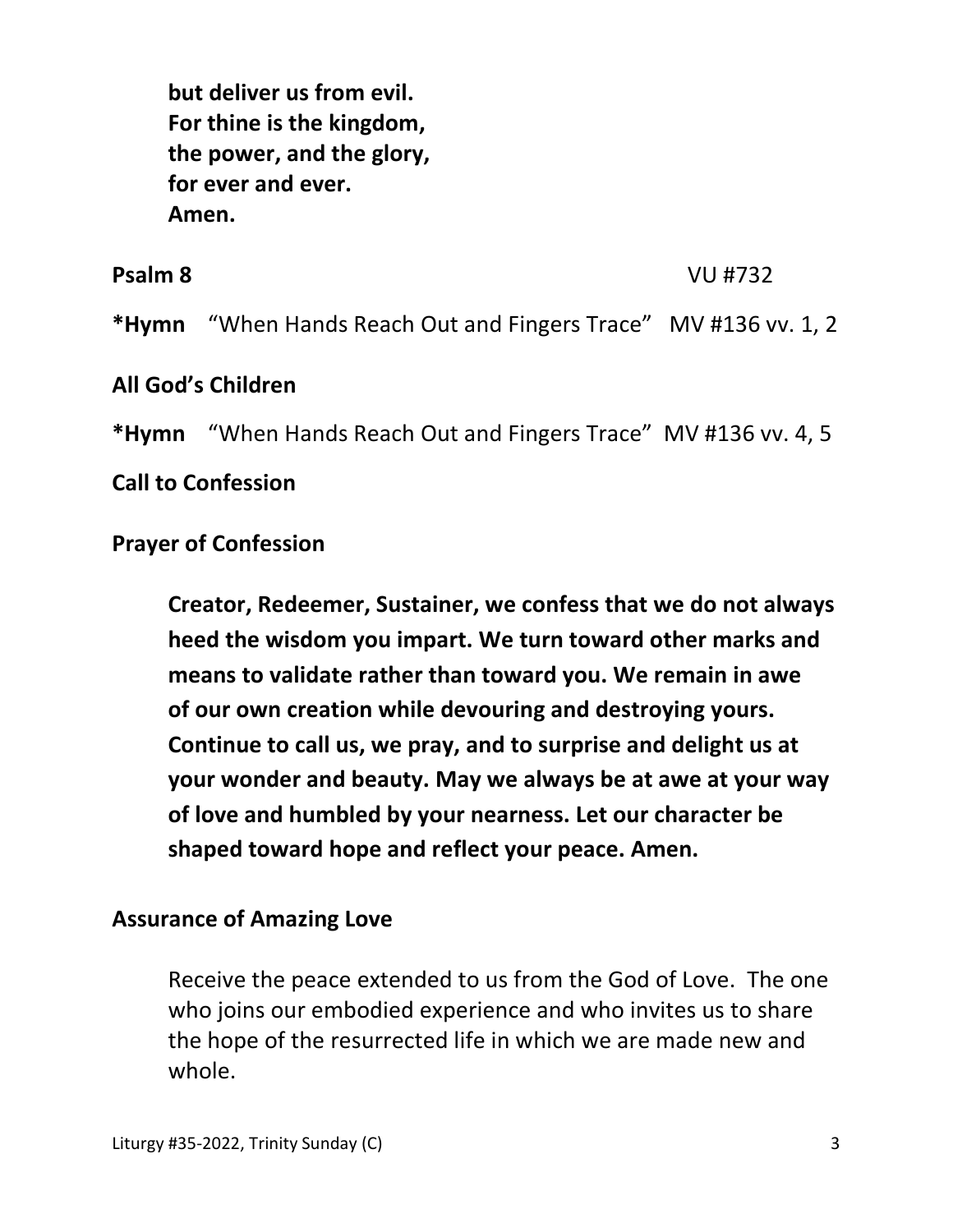**but deliver us from evil.**
**For thine is the kingdom,**
**the power, and the glory,**
**for ever and ever.**
**Amen.**

**Psalm 8** VU #732

***Hymn** "When Hands Reach Out and Fingers Trace" MV #136 vv. 1, 2

**All God's Children**

***Hymn** "When Hands Reach Out and Fingers Trace" MV #136 vv. 4, 5

**Call to Confession**

**Prayer of Confession**

**Creator, Redeemer, Sustainer, we confess that we do not always heed the wisdom you impart. We turn toward other marks and means to validate rather than toward you. We remain in awe of our own creation while devouring and destroying yours. Continue to call us, we pray, and to surprise and delight us at your wonder and beauty. May we always be at awe at your way of love and humbled by your nearness. Let our character be shaped toward hope and reflect your peace. Amen.**

**Assurance of Amazing Love**

Receive the peace extended to us from the God of Love. The one who joins our embodied experience and who invites us to share the hope of the resurrected life in which we are made new and whole.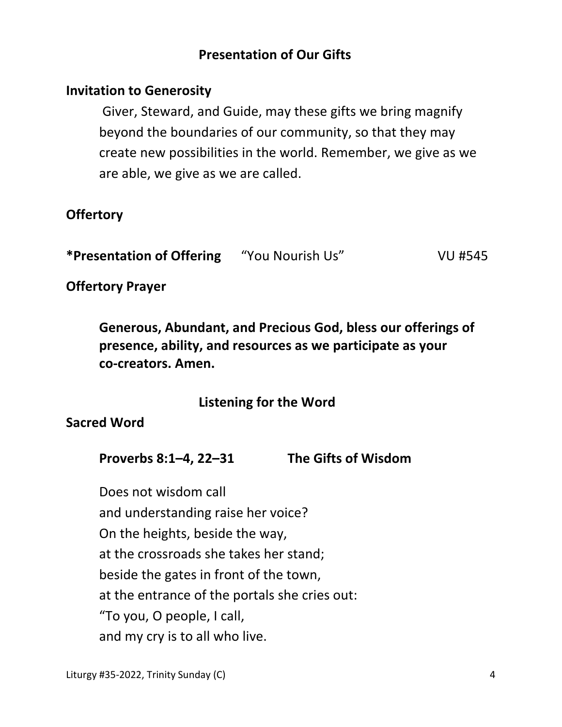## Presentation of Our Gifts

**Invitation to Generosity**

Giver, Steward, and Guide, may these gifts we bring magnify beyond the boundaries of our community, so that they may create new possibilities in the world. Remember, we give as we are able, we give as we are called.

**Offertory**

**\*Presentation of Offering** “You Nourish Us” VU #545

**Offertory Prayer**

**Generous, Abundant, and Precious God, bless our offerings of presence, ability, and resources as we participate as your co-creators. Amen.**

## Listening for the Word

**Sacred Word**

**Proverbs 8:1–4, 22–31 The Gifts of Wisdom**

Does not wisdom call  
and understanding raise her voice?  
On the heights, beside the way,  
at the crossroads she takes her stand;  
beside the gates in front of the town,  
at the entrance of the portals she cries out:  
“To you, O people, I call,  
and my cry is to all who live.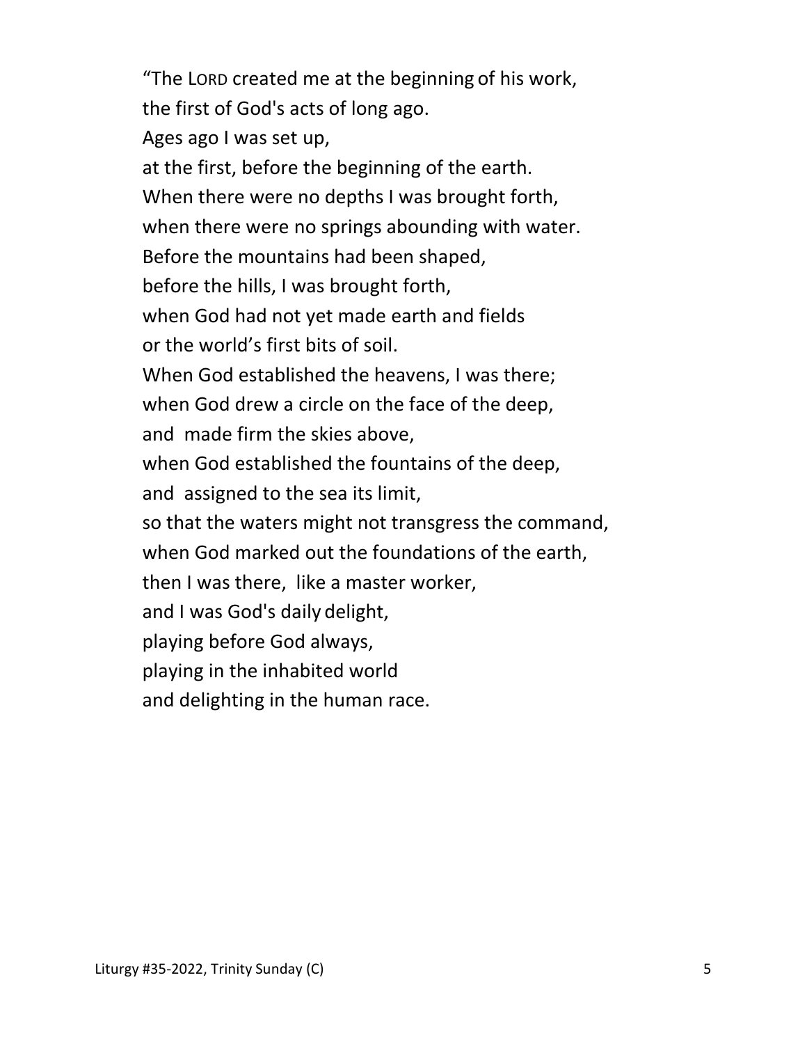"The LORD created me at the beginning of his work,
the first of God's acts of long ago.
Ages ago I was set up,
at the first, before the beginning of the earth.
When there were no depths I was brought forth,
when there were no springs abounding with water.
Before the mountains had been shaped,
before the hills, I was brought forth,
when God had not yet made earth and fields
or the world's first bits of soil.
When God established the heavens, I was there;
when God drew a circle on the face of the deep,
and made firm the skies above,
when God established the fountains of the deep,
and assigned to the sea its limit,
so that the waters might not transgress the command,
when God marked out the foundations of the earth,
then I was there, like a master worker,
and I was God's daily delight,
playing before God always,
playing in the inhabited world
and delighting in the human race.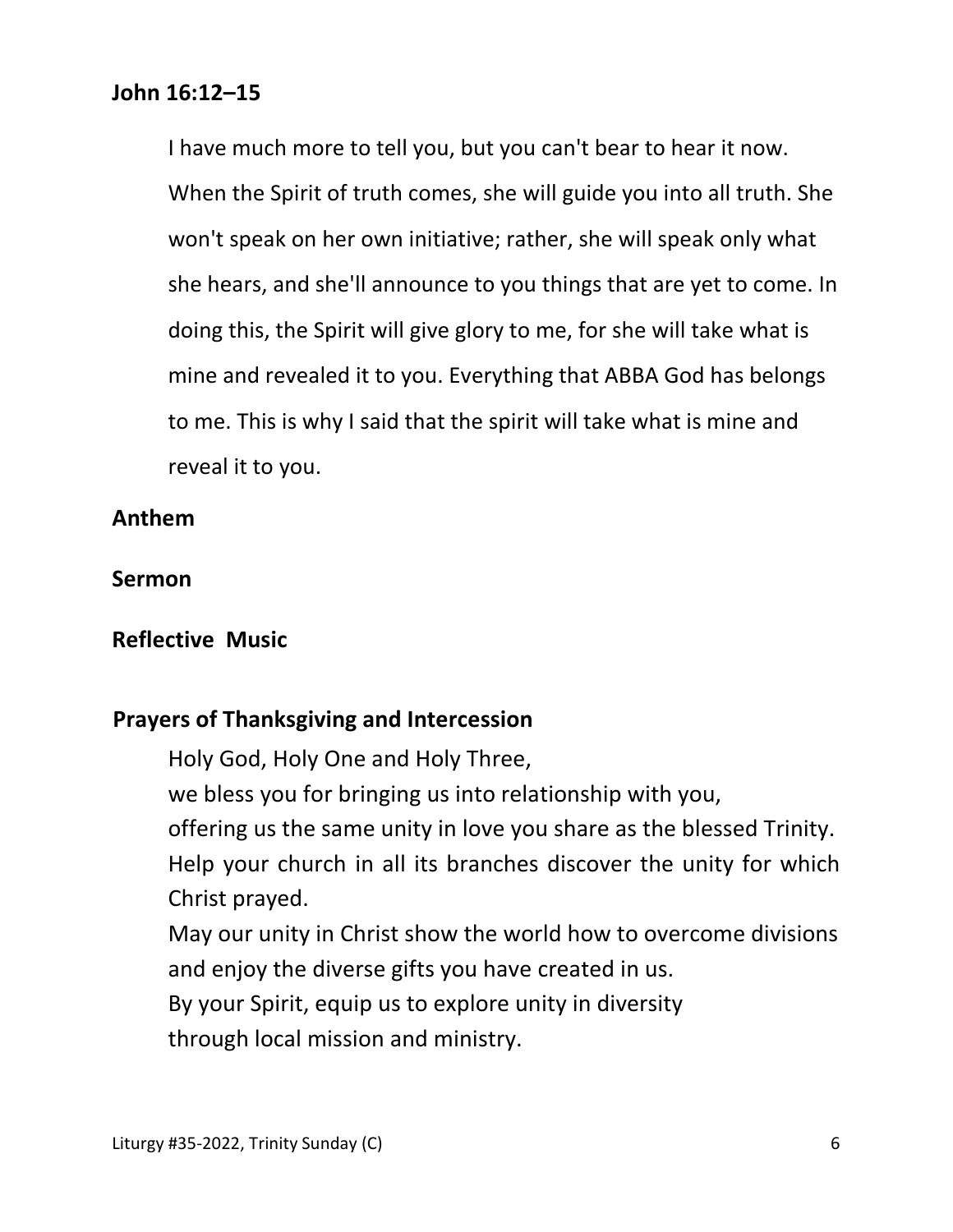**John 16:12–15**

I have much more to tell you, but you can't bear to hear it now. When the Spirit of truth comes, she will guide you into all truth. She won't speak on her own initiative; rather, she will speak only what she hears, and she'll announce to you things that are yet to come. In doing this, the Spirit will give glory to me, for she will take what is mine and revealed it to you. Everything that ABBA God has belongs to me. This is why I said that the spirit will take what is mine and reveal it to you.

**Anthem**

**Sermon**

**Reflective Music**

**Prayers of Thanksgiving and Intercession**

Holy God, Holy One and Holy Three,
we bless you for bringing us into relationship with you,
offering us the same unity in love you share as the blessed Trinity.
Help your church in all its branches discover the unity for which Christ prayed.
May our unity in Christ show the world how to overcome divisions and enjoy the diverse gifts you have created in us.
By your Spirit, equip us to explore unity in diversity
through local mission and ministry.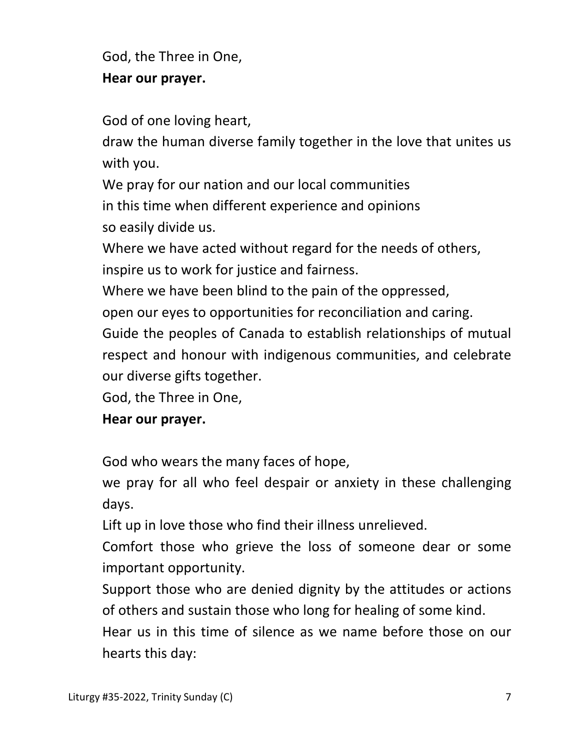God, the Three in One,
**Hear our prayer.**

God of one loving heart,
draw the human diverse family together in the love that unites us with you.
We pray for our nation and our local communities
in this time when different experience and opinions
so easily divide us.
Where we have acted without regard for the needs of others,
inspire us to work for justice and fairness.
Where we have been blind to the pain of the oppressed,
open our eyes to opportunities for reconciliation and caring.
Guide the peoples of Canada to establish relationships of mutual respect and honour with indigenous communities, and celebrate our diverse gifts together.
God, the Three in One,
**Hear our prayer.**

God who wears the many faces of hope,
we pray for all who feel despair or anxiety in these challenging days.
Lift up in love those who find their illness unrelieved.
Comfort those who grieve the loss of someone dear or some important opportunity.
Support those who are denied dignity by the attitudes or actions of others and sustain those who long for healing of some kind.
Hear us in this time of silence as we name before those on our hearts this day: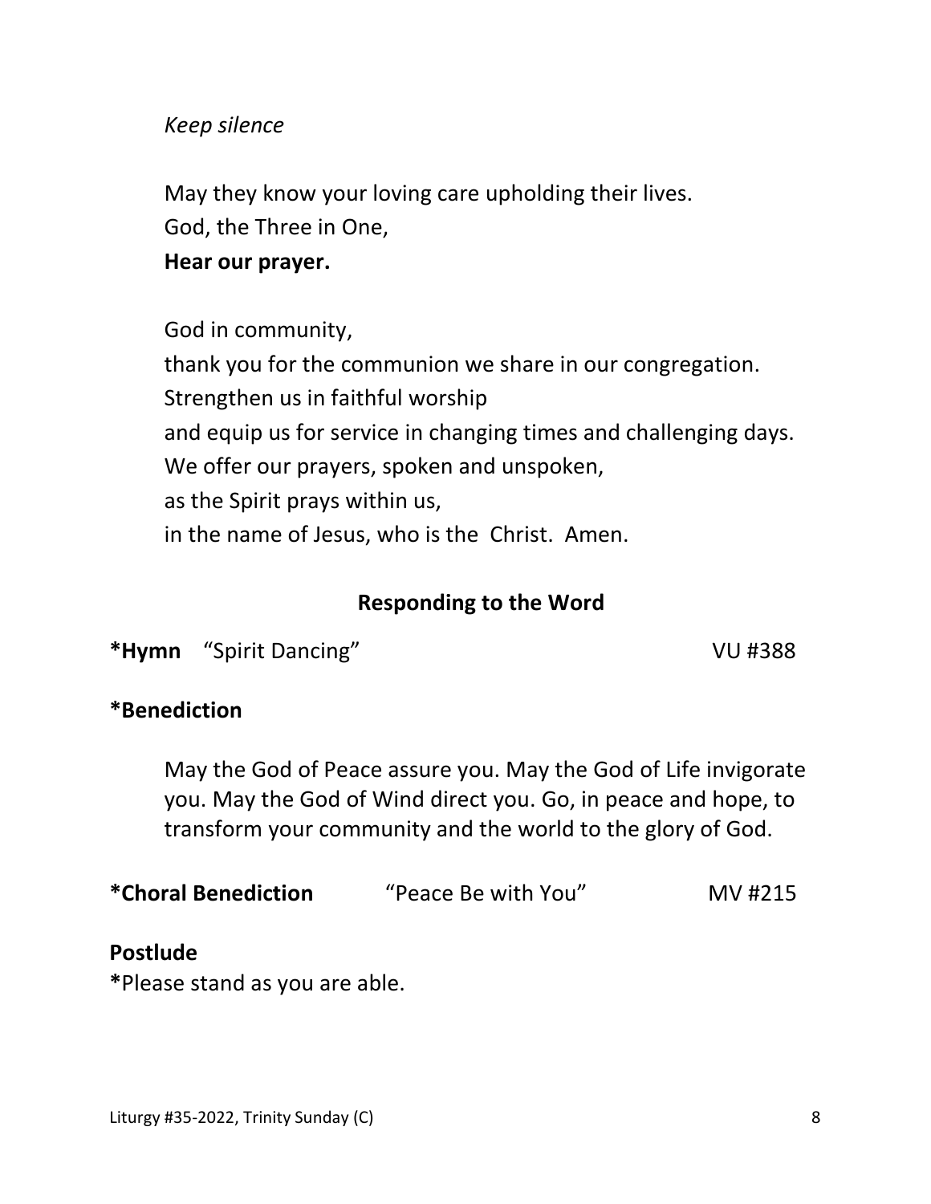*Keep silence*

May they know your loving care upholding their lives.
God, the Three in One,
**Hear our prayer.**

God in community,
thank you for the communion we share in our congregation.
Strengthen us in faithful worship
and equip us for service in changing times and challenging days.
We offer our prayers, spoken and unspoken,
as the Spirit prays within us,
in the name of Jesus, who is the Christ. Amen.

## Responding to the Word

**\*Hymn** "Spirit Dancing" VU #388

**\*Benediction**

May the God of Peace assure you. May the God of Life invigorate you. May the God of Wind direct you. Go, in peace and hope, to transform your community and the world to the glory of God.

**\*Choral Benediction** "Peace Be with You" MV #215

**Postlude**

**\***Please stand as you are able.